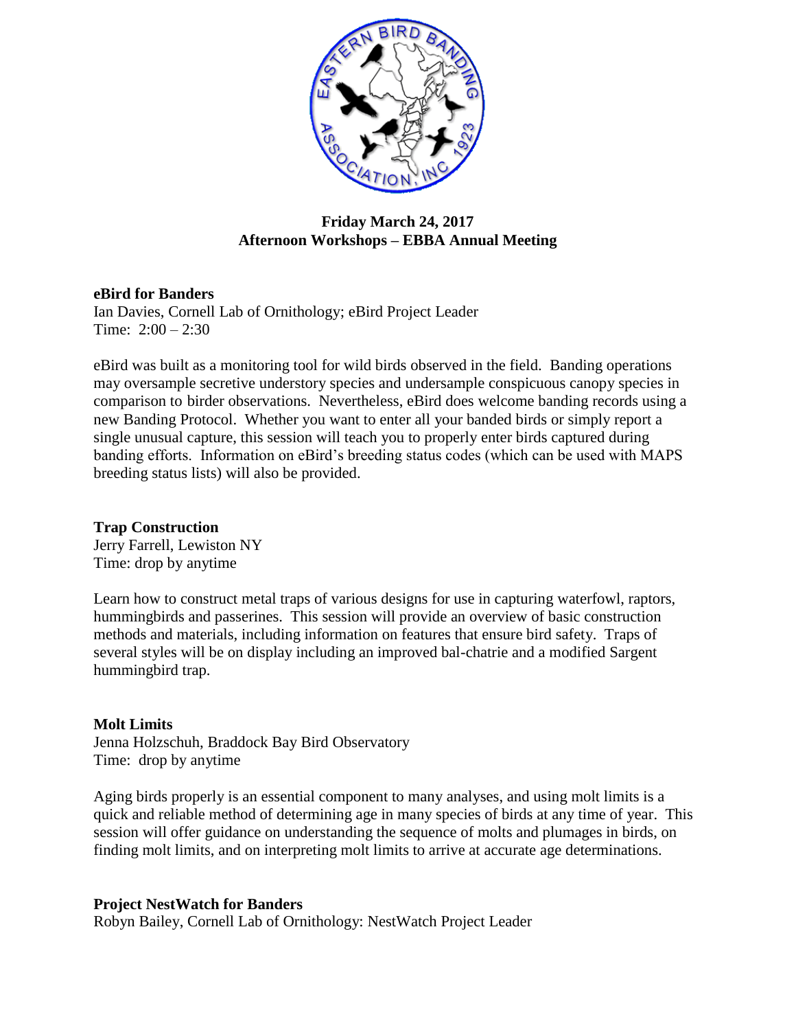**Friday March 24, 2017**
**Afternoon Workshops – EBBA Annual Meeting**

**eBird for Banders**
Ian Davies, Cornell Lab of Ornithology; eBird Project Leader
Time: 2:00 – 2:30

eBird was built as a monitoring tool for wild birds observed in the field. Banding operations may oversample secretive understory species and undersample conspicuous canopy species in comparison to birder observations. Nevertheless, eBird does welcome banding records using a new Banding Protocol. Whether you want to enter all your banded birds or simply report a single unusual capture, this session will teach you to properly enter birds captured during banding efforts. Information on eBird's breeding status codes (which can be used with MAPS breeding status lists) will also be provided.

**Trap Construction**
Jerry Farrell, Lewiston NY
Time: drop by anytime

Learn how to construct metal traps of various designs for use in capturing waterfowl, raptors, hummingbirds and passerines. This session will provide an overview of basic construction methods and materials, including information on features that ensure bird safety. Traps of several styles will be on display including an improved bal-chatrie and a modified Sargent hummingbird trap.

**Molt Limits**
Jenna Holzschuh, Braddock Bay Bird Observatory
Time: drop by anytime

Aging birds properly is an essential component to many analyses, and using molt limits is a quick and reliable method of determining age in many species of birds at any time of year. This session will offer guidance on understanding the sequence of molts and plumages in birds, on finding molt limits, and on interpreting molt limits to arrive at accurate age determinations.

**Project NestWatch for Banders**
Robyn Bailey, Cornell Lab of Ornithology: NestWatch Project Leader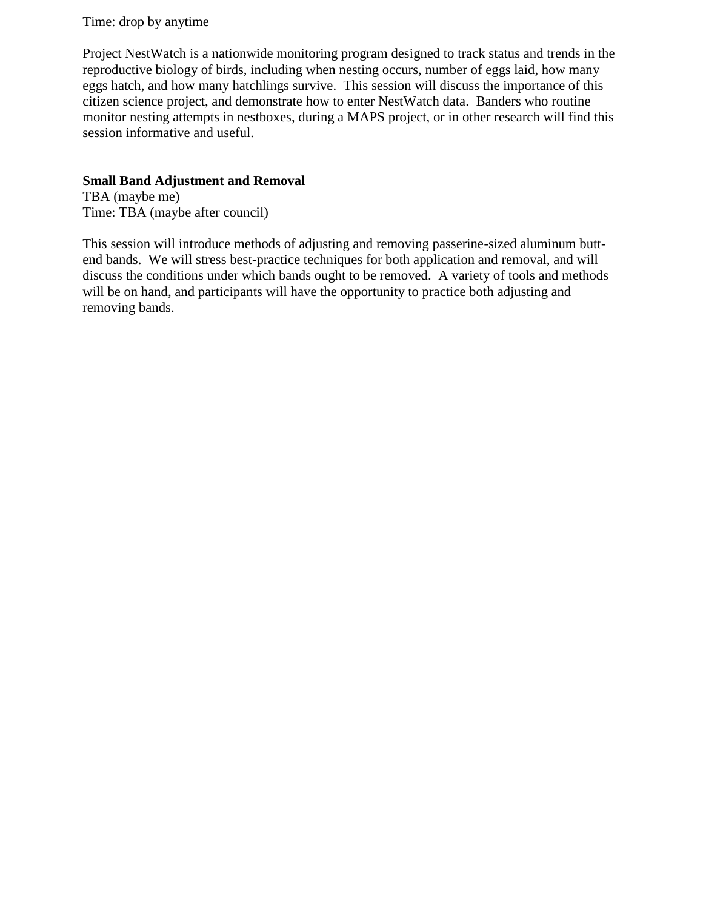Time: drop by anytime

Project NestWatch is a nationwide monitoring program designed to track status and trends in the reproductive biology of birds, including when nesting occurs, number of eggs laid, how many eggs hatch, and how many hatchlings survive. This session will discuss the importance of this citizen science project, and demonstrate how to enter NestWatch data. Banders who routine monitor nesting attempts in nestboxes, during a MAPS project, or in other research will find this session informative and useful.

**Small Band Adjustment and Removal**
TBA (maybe me)
Time: TBA (maybe after council)

This session will introduce methods of adjusting and removing passerine-sized aluminum butt-end bands. We will stress best-practice techniques for both application and removal, and will discuss the conditions under which bands ought to be removed. A variety of tools and methods will be on hand, and participants will have the opportunity to practice both adjusting and removing bands.